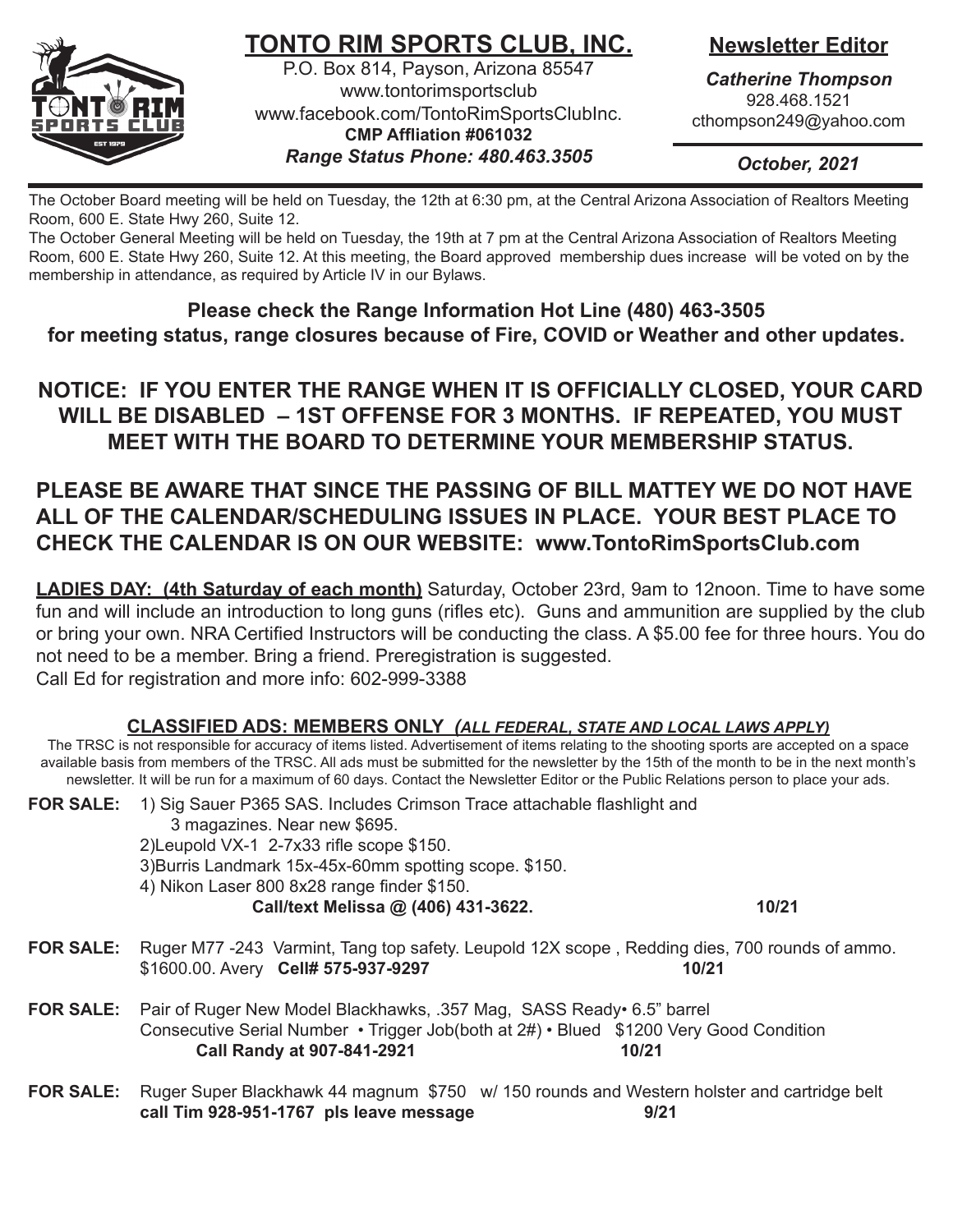# TONTO RIM SPORTS CLUB, INC.

P.O. Box 814, Payson, Arizona 85547
www.tontorimsportsclub
www.facebook.com/TontoRimSportsClubInc.
**CMP Affliation #061032**
***Range Status Phone: 480.463.3505***

## Newsletter Editor

***Catherine Thompson***
928.468.1521
cthompson249@yahoo.com

***October, 2021***

The October Board meeting will be held on Tuesday, the 12th at 6:30 pm, at the Central Arizona Association of Realtors Meeting Room, 600 E. State Hwy 260, Suite 12.
The October General Meeting will be held on Tuesday, the 19th at 7 pm at the Central Arizona Association of Realtors Meeting Room, 600 E. State Hwy 260, Suite 12. At this meeting, the Board approved membership dues increase will be voted on by the membership in attendance, as required by Article IV in our Bylaws.

**Please check the Range Information Hot Line (480) 463-3505 for meeting status, range closures because of Fire, COVID or Weather and other updates.**

**NOTICE: IF YOU ENTER THE RANGE WHEN IT IS OFFICIALLY CLOSED, YOUR CARD WILL BE DISABLED – 1ST OFFENSE FOR 3 MONTHS. IF REPEATED, YOU MUST MEET WITH THE BOARD TO DETERMINE YOUR MEMBERSHIP STATUS.**

**PLEASE BE AWARE THAT SINCE THE PASSING OF BILL MATTEY WE DO NOT HAVE ALL OF THE CALENDAR/SCHEDULING ISSUES IN PLACE. YOUR BEST PLACE TO CHECK THE CALENDAR IS ON OUR WEBSITE: www.TontoRimSportsClub.com**

**LADIES DAY: (4th Saturday of each month)** Saturday, October 23rd, 9am to 12noon. Time to have some fun and will include an introduction to long guns (rifles etc). Guns and ammunition are supplied by the club or bring your own. NRA Certified Instructors will be conducting the class. A $5.00 fee for three hours. You do not need to be a member. Bring a friend. Preregistration is suggested.
Call Ed for registration and more info: 602-999-3388

### CLASSIFIED ADS: MEMBERS ONLY *(ALL FEDERAL, STATE AND LOCAL LAWS APPLY)*

The TRSC is not responsible for accuracy of items listed. Advertisement of items relating to the shooting sports are accepted on a space available basis from members of the TRSC. All ads must be submitted for the newsletter by the 15th of the month to be in the next month's newsletter. It will be run for a maximum of 60 days. Contact the Newsletter Editor or the Public Relations person to place your ads.

**FOR SALE:** 1) Sig Sauer P365 SAS. Includes Crimson Trace attachable flashlight and 3 magazines. Near new $695.
2)Leupold VX-1 2-7x33 rifle scope $150.
3)Burris Landmark 15x-45x-60mm spotting scope. $150.
4) Nikon Laser 800 8x28 range finder $150.
**Call/text Melissa @ (406) 431-3622.** **10/21**

**FOR SALE:** Ruger M77 -243 Varmint, Tang top safety. Leupold 12X scope , Redding dies, 700 rounds of ammo. $1600.00. Avery **Cell# 575-937-9297** **10/21**

**FOR SALE:** Pair of Ruger New Model Blackhawks, .357 Mag, SASS Ready• 6.5" barrel
Consecutive Serial Number • Trigger Job(both at 2#) • Blued $1200 Very Good Condition
**Call Randy at 907-841-2921** **10/21**

**FOR SALE:** Ruger Super Blackhawk 44 magnum $750 w/ 150 rounds and Western holster and cartridge belt
**call Tim 928-951-1767 pls leave message** **9/21**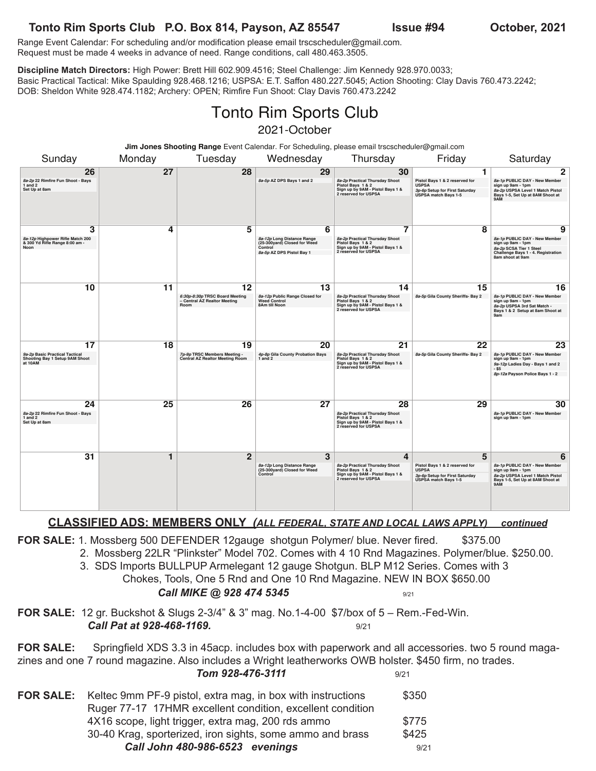**Tonto Rim Sports Club P.O. Box 814, Payson, AZ 85547 Issue #94 October, 2021**

Range Event Calendar: For scheduling and/or modification please email trscscheduler@gmail.com. Request must be made 4 weeks in advance of need. Range conditions, call 480.463.3505.

**Discipline Match Directors:** High Power: Brett Hill 602.909.4516; Steel Challenge: Jim Kennedy 928.970.0033; Basic Practical Tactical: Mike Spaulding 928.468.1216; USPSA: E.T. Saffon 480.227.5045; Action Shooting: Clay Davis 760.473.2242; DOB: Sheldon White 928.474.1182; Archery: OPEN; Rimfire Fun Shoot: Clay Davis 760.473.2242

# Tonto Rim Sports Club

## 2021-October

**Jim Jones Shooting Range** Event Calendar. For Scheduling, please email trscscheduler@gmail.com

| Sunday | Monday | Tuesday | Wednesday | Thursday | Friday | Saturday |
|---|---|---|---|---|---|---|
| **26** *8a-2p* 22 Rimfire Fun Shoot - Bays 1 and 2 Set Up at 8am | **27** | **28** | **29** *8a-5p* AZ DPS Bays 1 and 2 | **30** *8a-2p* Practical Thursday Shoot Pistol Bays 1 & 2 Sign up by 9AM - Pistol Bays 1 & 2 reserved for USPSA | **1** Pistol Bays 1 & 2 reserved for USPSA *3p-6p* Setup for First Saturday USPSA match Bays 1-5 | **2** *8a-1p* PUBLIC DAY - New Member sign up 9am - 1pm *8a-2p* USPSA Level 1 Match Pistol Bays 1-5, Set Up at 8AM Shoot at 9AM |
| **3** *8a-12p* Highpower Rifle Match 200 & 300 Yd Rifle Range 8:00 am - Noon | **4** | **5** | **6** *8a-12p* Long Distance Range (25-300yard) Closed for Weed Control *8a-5p* AZ DPS Pistol Bay 1 | **7** *8a-2p* Practical Thursday Shoot Pistol Bays 1 & 2 Sign up by 9AM - Pistol Bays 1 & 2 reserved for USPSA | **8** | **9** *8a-1p* PUBLIC DAY - New Member sign up 9am - 1pm *8a-2p* SCSA Tier 1 Steel Challenge Bays 1 - 4. Registration 8am shoot at 9am |
| **10** | **11** | **12** *6:30p-8:30p* TRSC Board Meeting – Central AZ Realtor Meeting Room | **13** *8a-12p* Public Range Closed for Weed Control 8Am till Noon | **14** *8a-2p* Practical Thursday Shoot Pistol Bays 1 & 2 Sign up by 9AM - Pistol Bays 1 & 2 reserved for USPSA | **15** *8a-5p* Gila County Sheriffs- Bay 2 | **16** *8a-1p* PUBLIC DAY - New Member sign up 9am - 1pm *8a-2p* USPSA 3rd Sat Match - Bays 1 & 2 Setup at 8am Shoot at 9am |
| **17** *9a-2p* Basic Practical Tactical Shooting Bay 1 Setup 9AM Shoot at 10AM | **18** | **19** *7p-9p* TRSC Members Meeting - Central AZ Realtor Meeting Room | **20** *4p-8p* Gila County Probation Bays 1 and 2 | **21** *8a-2p* Practical Thursday Shoot Pistol Bays 1 & 2 Sign up by 9AM - Pistol Bays 1 & 2 reserved for USPSA | **22** *8a-5p* Gila County Sheriffs- Bay 2 | **23** *8a-1p* PUBLIC DAY - New Member sign up 9am - 1pm *9a-12p* Ladies Day - Bays 1 and 2 - $5 *8p-12a* Payson Police Bays 1 - 2 |
| **24** *8a-2p* 22 Rimfire Fun Shoot - Bays 1 and 2 Set Up at 8am | **25** | **26** | **27** | **28** *8a-2p* Practical Thursday Shoot Pistol Bays 1 & 2 Sign up by 9AM - Pistol Bays 1 & 2 reserved for USPSA | **29** | **30** *8a-1p* PUBLIC DAY - New Member sign up 9am - 1pm |
| **31** | **1** | **2** | **3** *8a-12p* Long Distance Range (25-300yard) Closed for Weed Control | **4** *8a-2p* Practical Thursday Shoot Pistol Bays 1 & 2 Sign up by 9AM - Pistol Bays 1 & 2 reserved for USPSA | **5** Pistol Bays 1 & 2 reserved for USPSA *3p-6p* Setup for First Saturday USPSA match Bays 1-5 | **6** *8a-1p* PUBLIC DAY - New Member sign up 9am - 1pm *8a-2p* USPSA Level 1 Match Pistol Bays 1-5, Set Up at 8AM Shoot at 9AM |

## CLASSIFIED ADS: MEMBERS ONLY *(ALL FEDERAL, STATE AND LOCAL LAWS APPLY)* *continued*

**FOR SALE:**
1. Mossberg 500 DEFENDER 12gauge shotgun Polymer/ blue. Never fired. $375.00
2. Mossberg 22LR "Plinkster" Model 702. Comes with 4 10 Rnd Magazines. Polymer/blue. $250.00.
3. SDS Imports BULLPUP Armelegant 12 gauge Shotgun. BLP M12 Series. Comes with 3 Chokes, Tools, One 5 Rnd and One 10 Rnd Magazine. NEW IN BOX $650.00

***Call MIKE @ 928 474 5345*** 9/21

**FOR SALE:** 12 gr. Buckshot & Slugs 2-3/4" & 3" mag. No.1-4-00 $7/box of 5 – Rem.-Fed-Win.
***Call Pat at 928-468-1169.*** 9/21

**FOR SALE:** Springfield XDS 3.3 in 45acp. includes box with paperwork and all accessories. two 5 round magazines and one 7 round magazine. Also includes a Wright leatherworks OWB holster. $450 firm, no trades.
***Tom 928-476-3111*** 9/21

**FOR SALE:**
Keltec 9mm PF-9 pistol, extra mag, in box with instructions $350
Ruger 77-17 17HMR excellent condition, excellent condition 4X16 scope, light trigger, extra mag, 200 rds ammo $775
30-40 Krag, sporterized, iron sights, some ammo and brass $425
***Call John 480-986-6523 evenings*** 9/21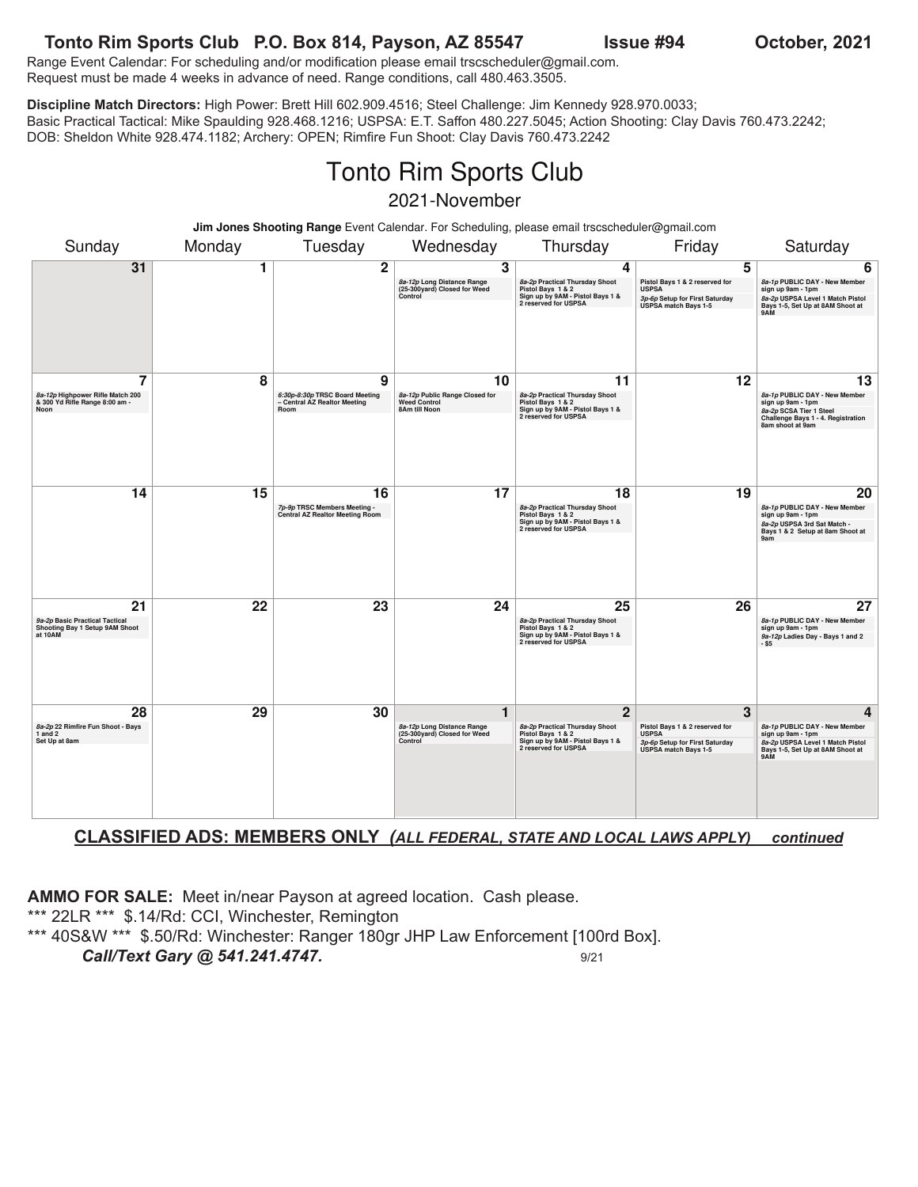**Tonto Rim Sports Club P.O. Box 814, Payson, AZ 85547 Issue #94 October, 2021**

Range Event Calendar: For scheduling and/or modification please email trscscheduler@gmail.com.
Request must be made 4 weeks in advance of need. Range conditions, call 480.463.3505.

**Discipline Match Directors:** High Power: Brett Hill 602.909.4516; Steel Challenge: Jim Kennedy 928.970.0033; Basic Practical Tactical: Mike Spaulding 928.468.1216; USPSA: E.T. Saffon 480.227.5045; Action Shooting: Clay Davis 760.473.2242; DOB: Sheldon White 928.474.1182; Archery: OPEN; Rimfire Fun Shoot: Clay Davis 760.473.2242

# Tonto Rim Sports Club

## 2021-November

**Jim Jones Shooting Range** Event Calendar. For Scheduling, please email trscscheduler@gmail.com

| Sunday | Monday | Tuesday | Wednesday | Thursday | Friday | Saturday |
|---|---|---|---|---|---|---|
| **31** | **1** | **2** | **3** *8a-12p* Long Distance Range (25-300yard) Closed for Weed Control | **4** *8a-2p* Practical Thursday Shoot Pistol Bays 1 & 2 Sign up by 9AM - Pistol Bays 1 & 2 reserved for USPSA | **5** Pistol Bays 1 & 2 reserved for USPSA *3p-6p* Setup for First Saturday USPSA match Bays 1-5 | **6** *8a-1p* PUBLIC DAY - New Member sign up 9am - 1pm *8a-2p* USPSA Level 1 Match Pistol Bays 1-5, Set Up at 8AM Shoot at 9AM |
| **7** *8a-12p* Highpower Rifle Match 200 & 300 Yd Rifle Range 8:00 am - Noon | **8** | **9** *6:30p-8:30p* TRSC Board Meeting – Central AZ Realtor Meeting Room | **10** *8a-12p* Public Range Closed for Weed Control 8Am till Noon | **11** *8a-2p* Practical Thursday Shoot Pistol Bays 1 & 2 Sign up by 9AM - Pistol Bays 1 & 2 reserved for USPSA | **12** | **13** *8a-1p* PUBLIC DAY - New Member sign up 9am - 1pm *8a-2p* SCSA Tier 1 Steel Challenge Bays 1 - 4. Registration 8am shoot at 9am |
| **14** | **15** | **16** *7p-9p* TRSC Members Meeting - Central AZ Realtor Meeting Room | **17** | **18** *8a-2p* Practical Thursday Shoot Pistol Bays 1 & 2 Sign up by 9AM - Pistol Bays 1 & 2 reserved for USPSA | **19** | **20** *8a-1p* PUBLIC DAY - New Member sign up 9am - 1pm *8a-2p* USPSA 3rd Sat Match - Bays 1 & 2 Setup at 8am Shoot at 9am |
| **21** *9a-2p* Basic Practical Tactical Shooting Bay 1 Setup 9AM Shoot at 10AM | **22** | **23** | **24** | **25** *8a-2p* Practical Thursday Shoot Pistol Bays 1 & 2 Sign up by 9AM - Pistol Bays 1 & 2 reserved for USPSA | **26** | **27** *8a-1p* PUBLIC DAY - New Member sign up 9am - 1pm *9a-12p* Ladies Day - Bays 1 and 2 - $5 |
| **28** *8a-2p* 22 Rimfire Fun Shoot - Bays 1 and 2 Set Up at 8am | **29** | **30** | **1** *8a-12p* Long Distance Range (25-300yard) Closed for Weed Control | **2** *8a-2p* Practical Thursday Shoot Pistol Bays 1 & 2 Sign up by 9AM - Pistol Bays 1 & 2 reserved for USPSA | **3** Pistol Bays 1 & 2 reserved for USPSA *3p-6p* Setup for First Saturday USPSA match Bays 1-5 | **4** *8a-1p* PUBLIC DAY - New Member sign up 9am - 1pm *8a-2p* USPSA Level 1 Match Pistol Bays 1-5, Set Up at 8AM Shoot at 9AM |

## CLASSIFIED ADS: MEMBERS ONLY *(ALL FEDERAL, STATE AND LOCAL LAWS APPLY)* *continued*

**AMMO FOR SALE:** Meet in/near Payson at agreed location. Cash please.
*** 22LR *** $.14/Rd: CCI, Winchester, Remington
*** 40S&W *** $.50/Rd: Winchester: Ranger 180gr JHP Law Enforcement [100rd Box].
***Call/Text Gary @ 541.241.4747.*** 9/21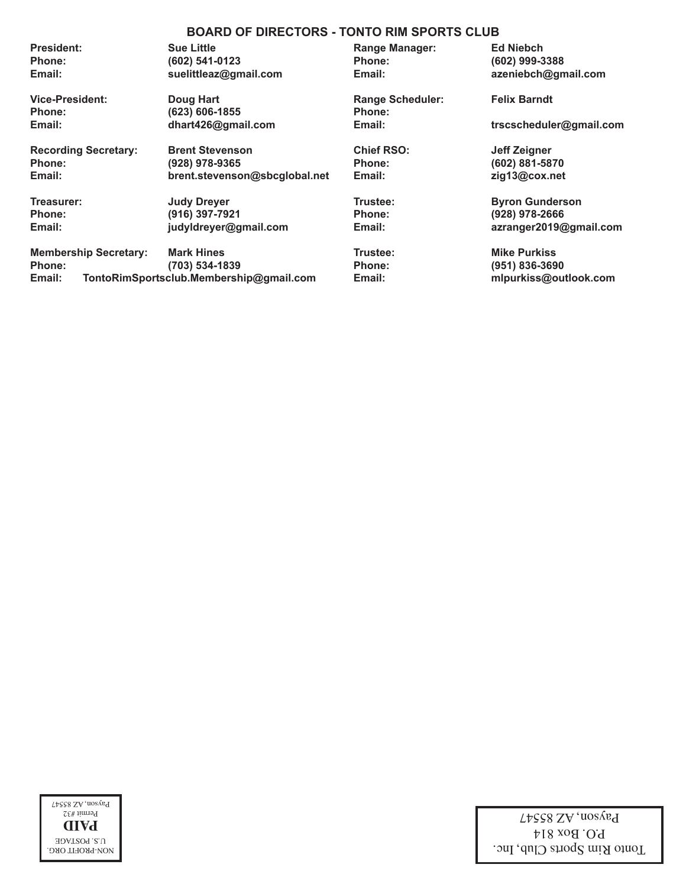## BOARD OF DIRECTORS - TONTO RIM SPORTS CLUB

**President:** Sue Little
**Phone:** (602) 541-0123
**Email:** suelittleaz@gmail.com

**Vice-President:** Doug Hart
**Phone:** (623) 606-1855
**Email:** dhart426@gmail.com

**Recording Secretary:** Brent Stevenson
**Phone:** (928) 978-9365
**Email:** brent.stevenson@sbcglobal.net

**Treasurer:** Judy Dreyer
**Phone:** (916) 397-7921
**Email:** judyldreyer@gmail.com

**Membership Secretary:** Mark Hines
**Phone:** (703) 534-1839
**Email:** TontoRimSportsclub.Membership@gmail.com

**Range Manager:** Ed Niebch
**Phone:** (602) 999-3388
**Email:** azeniebch@gmail.com

**Range Scheduler:** Felix Barndt
**Phone:**
**Email:** trscscheduler@gmail.com

**Chief RSO:** Jeff Zeigner
**Phone:** (602) 881-5870
**Email:** zig13@cox.net

**Trustee:** Byron Gunderson
**Phone:** (928) 978-2666
**Email:** azranger2019@gmail.com

**Trustee:** Mike Purkiss
**Phone:** (951) 836-3690
**Email:** mlpurkiss@outlook.com

NON-PROFIT ORG.
U.S. POSTAGE
**PAID**
Permit #32
Payson, AZ 85547

Tonto Rim Sports Club, Inc.
P.O. Box 814
Payson, AZ 85547